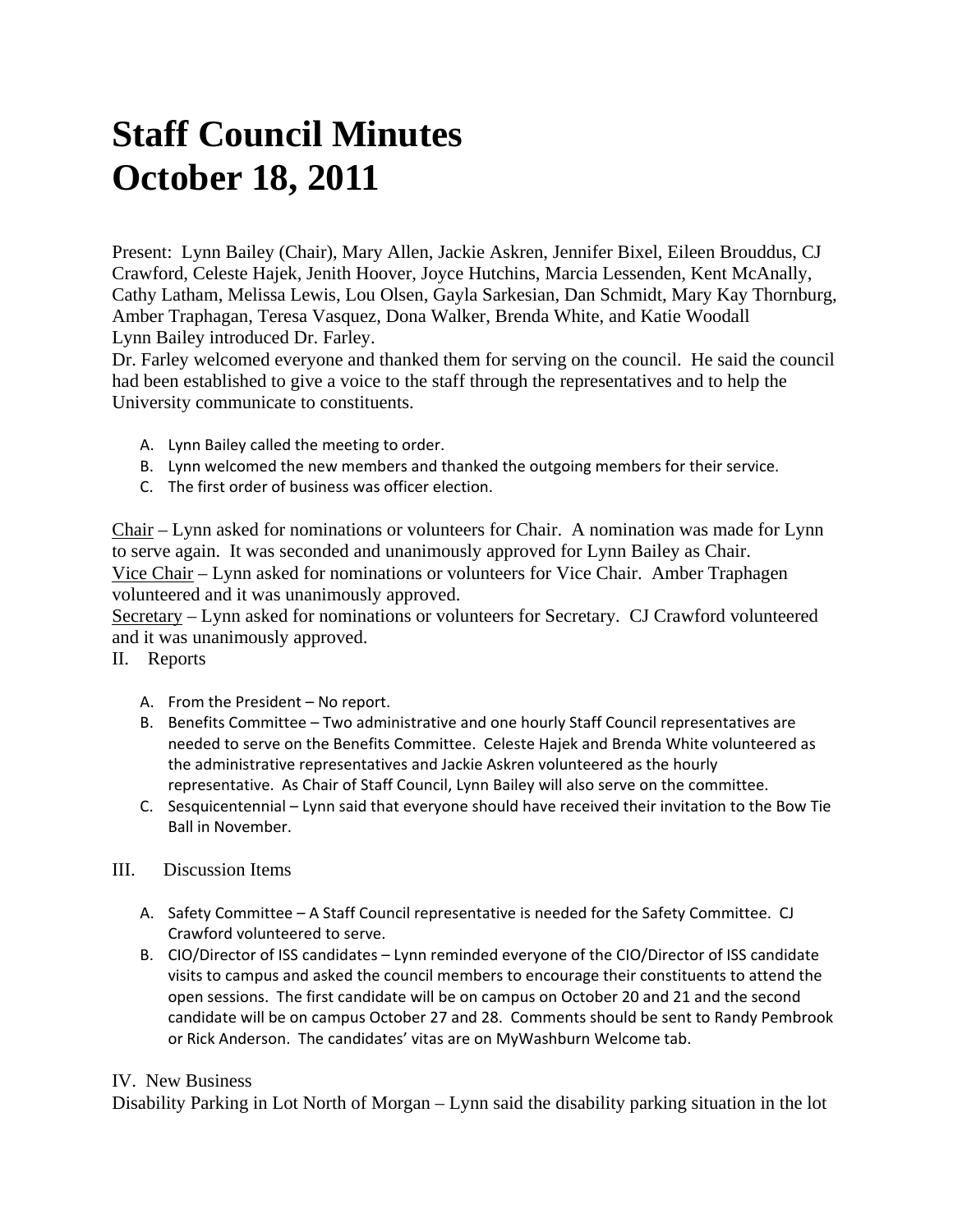# Staff Council Minutes
# October 18, 2011

Present: Lynn Bailey (Chair), Mary Allen, Jackie Askren, Jennifer Bixel, Eileen Brouddus, CJ Crawford, Celeste Hajek, Jenith Hoover, Joyce Hutchins, Marcia Lessenden, Kent McAnally, Cathy Latham, Melissa Lewis, Lou Olsen, Gayla Sarkesian, Dan Schmidt, Mary Kay Thornburg, Amber Traphagan, Teresa Vasquez, Dona Walker, Brenda White, and Katie Woodall

Lynn Bailey introduced Dr. Farley.

Dr. Farley welcomed everyone and thanked them for serving on the council. He said the council had been established to give a voice to the staff through the representatives and to help the University communicate to constituents.

A. Lynn Bailey called the meeting to order.
B. Lynn welcomed the new members and thanked the outgoing members for their service.
C. The first order of business was officer election.

Chair – Lynn asked for nominations or volunteers for Chair. A nomination was made for Lynn to serve again. It was seconded and unanimously approved for Lynn Bailey as Chair.

Vice Chair – Lynn asked for nominations or volunteers for Vice Chair. Amber Traphagen volunteered and it was unanimously approved.

Secretary – Lynn asked for nominations or volunteers for Secretary. CJ Crawford volunteered and it was unanimously approved.

II. Reports

A. From the President – No report.
B. Benefits Committee – Two administrative and one hourly Staff Council representatives are needed to serve on the Benefits Committee. Celeste Hajek and Brenda White volunteered as the administrative representatives and Jackie Askren volunteered as the hourly representative. As Chair of Staff Council, Lynn Bailey will also serve on the committee.
C. Sesquicentennial – Lynn said that everyone should have received their invitation to the Bow Tie Ball in November.

III. Discussion Items

A. Safety Committee – A Staff Council representative is needed for the Safety Committee. CJ Crawford volunteered to serve.
B. CIO/Director of ISS candidates – Lynn reminded everyone of the CIO/Director of ISS candidate visits to campus and asked the council members to encourage their constituents to attend the open sessions. The first candidate will be on campus on October 20 and 21 and the second candidate will be on campus October 27 and 28. Comments should be sent to Randy Pembrook or Rick Anderson. The candidates' vitas are on MyWashburn Welcome tab.

IV. New Business

Disability Parking in Lot North of Morgan – Lynn said the disability parking situation in the lot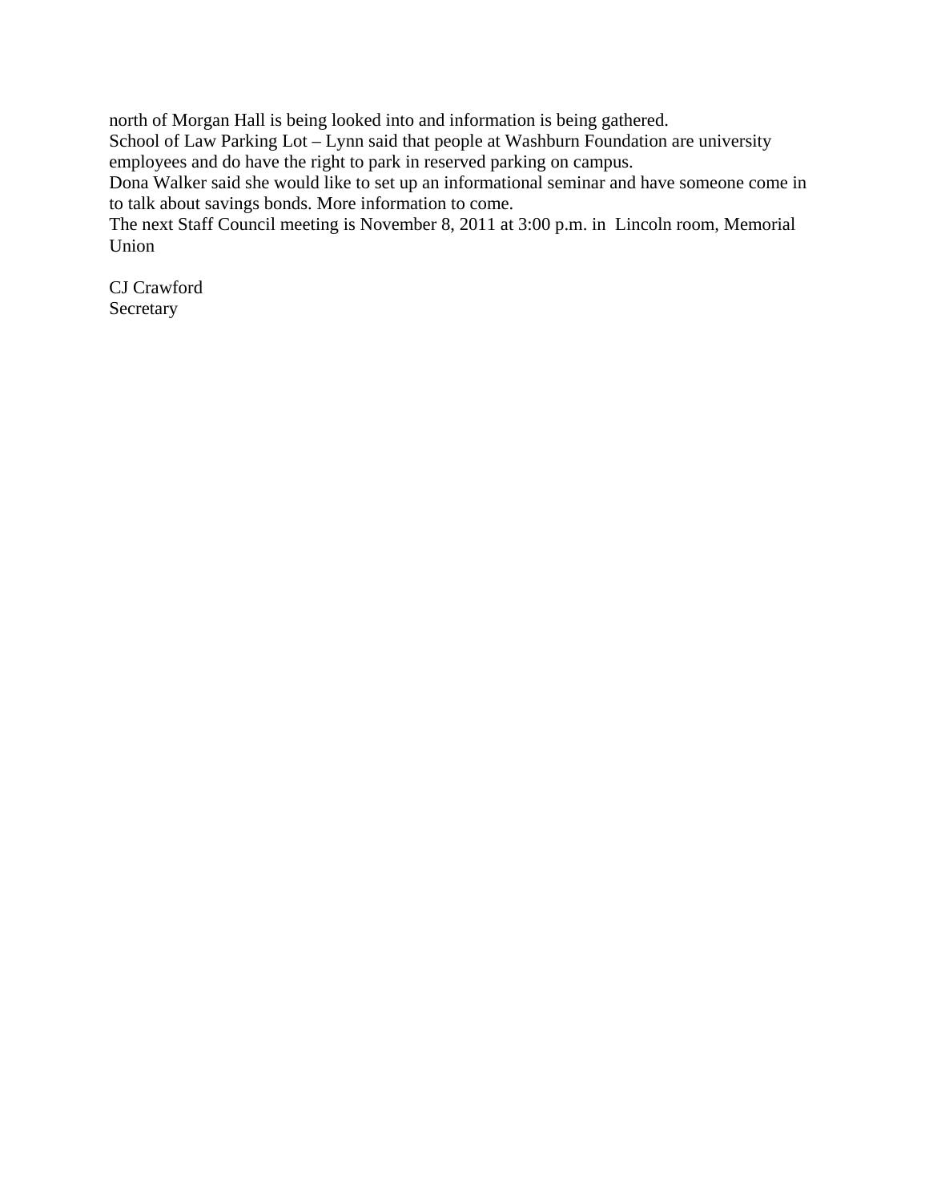north of Morgan Hall is being looked into and information is being gathered.

School of Law Parking Lot – Lynn said that people at Washburn Foundation are university employees and do have the right to park in reserved parking on campus.

Dona Walker said she would like to set up an informational seminar and have someone come in to talk about savings bonds. More information to come.

The next Staff Council meeting is November 8, 2011 at 3:00 p.m. in Lincoln room, Memorial Union

CJ Crawford
Secretary